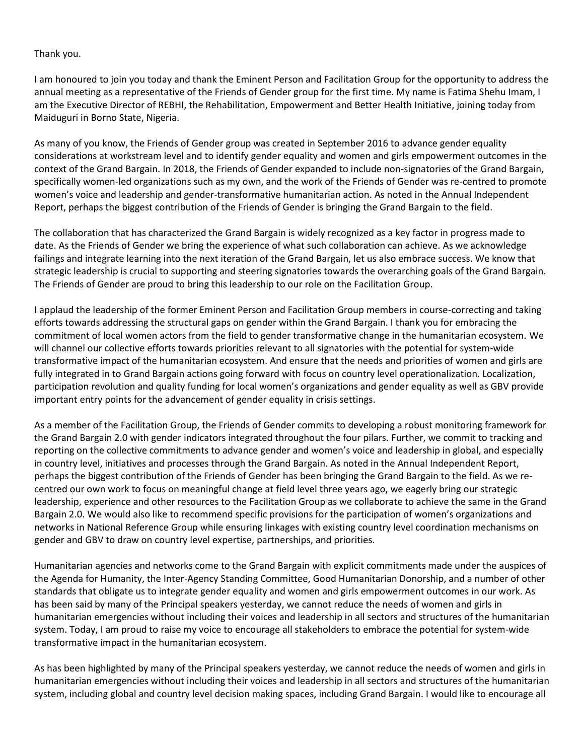Thank you.

I am honoured to join you today and thank the Eminent Person and Facilitation Group for the opportunity to address the annual meeting as a representative of the Friends of Gender group for the first time. My name is Fatima Shehu Imam, I am the Executive Director of REBHI, the Rehabilitation, Empowerment and Better Health Initiative, joining today from Maiduguri in Borno State, Nigeria.

As many of you know, the Friends of Gender group was created in September 2016 to advance gender equality considerations at workstream level and to identify gender equality and women and girls empowerment outcomes in the context of the Grand Bargain. In 2018, the Friends of Gender expanded to include non-signatories of the Grand Bargain, specifically women-led organizations such as my own, and the work of the Friends of Gender was re-centred to promote women's voice and leadership and gender-transformative humanitarian action. As noted in the Annual Independent Report, perhaps the biggest contribution of the Friends of Gender is bringing the Grand Bargain to the field.

The collaboration that has characterized the Grand Bargain is widely recognized as a key factor in progress made to date. As the Friends of Gender we bring the experience of what such collaboration can achieve. As we acknowledge failings and integrate learning into the next iteration of the Grand Bargain, let us also embrace success. We know that strategic leadership is crucial to supporting and steering signatories towards the overarching goals of the Grand Bargain. The Friends of Gender are proud to bring this leadership to our role on the Facilitation Group.

I applaud the leadership of the former Eminent Person and Facilitation Group members in course-correcting and taking efforts towards addressing the structural gaps on gender within the Grand Bargain. I thank you for embracing the commitment of local women actors from the field to gender transformative change in the humanitarian ecosystem. We will channel our collective efforts towards priorities relevant to all signatories with the potential for system-wide transformative impact of the humanitarian ecosystem. And ensure that the needs and priorities of women and girls are fully integrated in to Grand Bargain actions going forward with focus on country level operationalization. Localization, participation revolution and quality funding for local women's organizations and gender equality as well as GBV provide important entry points for the advancement of gender equality in crisis settings.

As a member of the Facilitation Group, the Friends of Gender commits to developing a robust monitoring framework for the Grand Bargain 2.0 with gender indicators integrated throughout the four pilars. Further, we commit to tracking and reporting on the collective commitments to advance gender and women's voice and leadership in global, and especially in country level, initiatives and processes through the Grand Bargain. As noted in the Annual Independent Report, perhaps the biggest contribution of the Friends of Gender has been bringing the Grand Bargain to the field. As we re-centred our own work to focus on meaningful change at field level three years ago, we eagerly bring our strategic leadership, experience and other resources to the Facilitation Group as we collaborate to achieve the same in the Grand Bargain 2.0. We would also like to recommend specific provisions for the participation of women's organizations and networks in National Reference Group while ensuring linkages with existing country level coordination mechanisms on gender and GBV to draw on country level expertise, partnerships, and priorities.

Humanitarian agencies and networks come to the Grand Bargain with explicit commitments made under the auspices of the Agenda for Humanity, the Inter-Agency Standing Committee, Good Humanitarian Donorship, and a number of other standards that obligate us to integrate gender equality and women and girls empowerment outcomes in our work. As has been said by many of the Principal speakers yesterday, we cannot reduce the needs of women and girls in humanitarian emergencies without including their voices and leadership in all sectors and structures of the humanitarian system. Today, I am proud to raise my voice to encourage all stakeholders to embrace the potential for system-wide transformative impact in the humanitarian ecosystem.

As has been highlighted by many of the Principal speakers yesterday, we cannot reduce the needs of women and girls in humanitarian emergencies without including their voices and leadership in all sectors and structures of the humanitarian system, including global and country level decision making spaces, including Grand Bargain. I would like to encourage all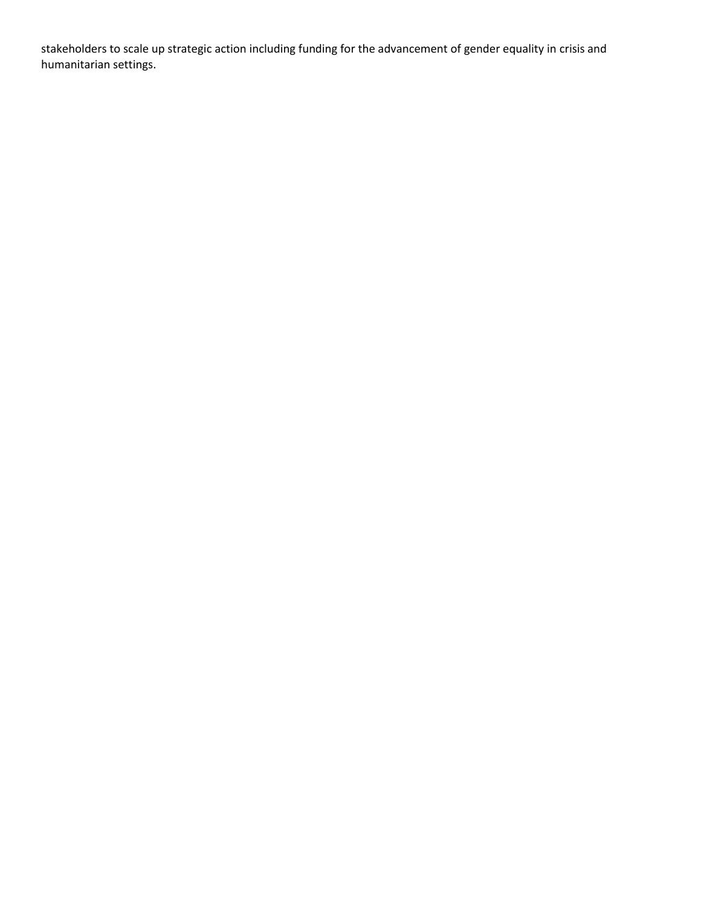stakeholders to scale up strategic action including funding for the advancement of gender equality in crisis and humanitarian settings.